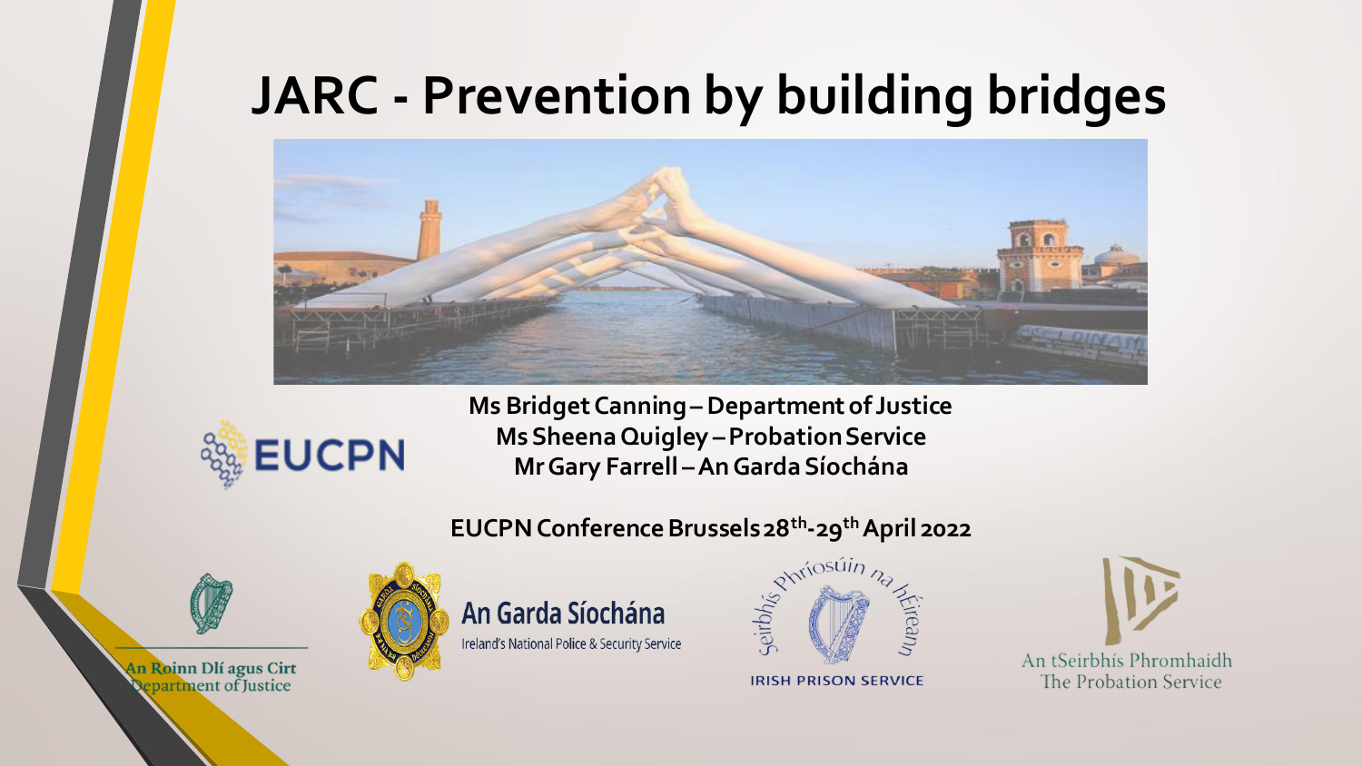# JARC - Prevention by building bridges

**Ms Bridget Canning – Department of Justice**
**Ms Sheena Quigley – Probation Service**
**Mr Gary Farrell – An Garda Síochána**

**EUCPN Conference Brussels 28th-29th April 2022**

EUCPN

An Roinn Dlí agus Cirt
Department of Justice

An Garda Síochána
Ireland's National Police & Security Service

Seirbhís Phríosúin na hÉireann
IRISH PRISON SERVICE

An tSeirbhís Phromhaidh
The Probation Service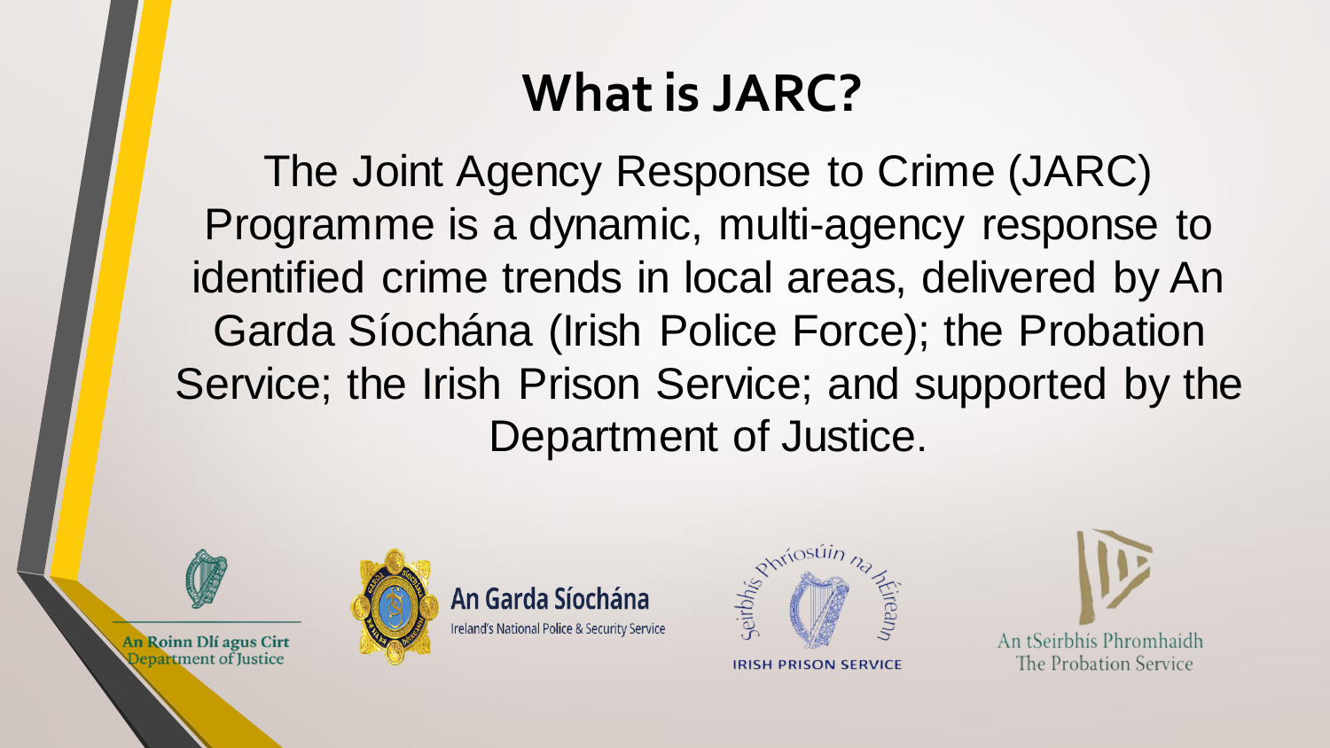# What is JARC?

The Joint Agency Response to Crime (JARC) Programme is a dynamic, multi-agency response to identified crime trends in local areas, delivered by An Garda Síochána (Irish Police Force); the Probation Service; the Irish Prison Service; and supported by the Department of Justice.

An Roinn Dlí agus Cirt
Department of Justice

An Garda Síochána
Ireland's National Police & Security Service

Seirbhís Phríosúin na hÉireann
IRISH PRISON SERVICE

An tSeirbhís Phromhaidh
The Probation Service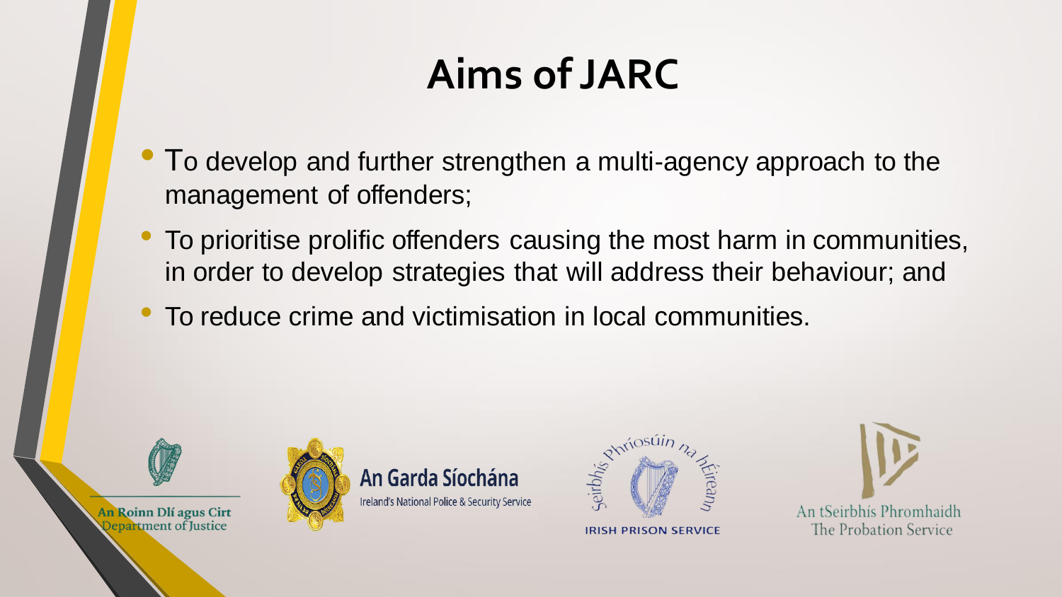# Aims of JARC

- To develop and further strengthen a multi-agency approach to the management of offenders;
- To prioritise prolific offenders causing the most harm in communities, in order to develop strategies that will address their behaviour; and
- To reduce crime and victimisation in local communities.

An Roinn Dlí agus Cirt
Department of Justice

An Garda Síochána
Ireland's National Police & Security Service

Seirbhís Phríosúin na hÉireann
IRISH PRISON SERVICE

An tSeirbhís Phromhaidh
The Probation Service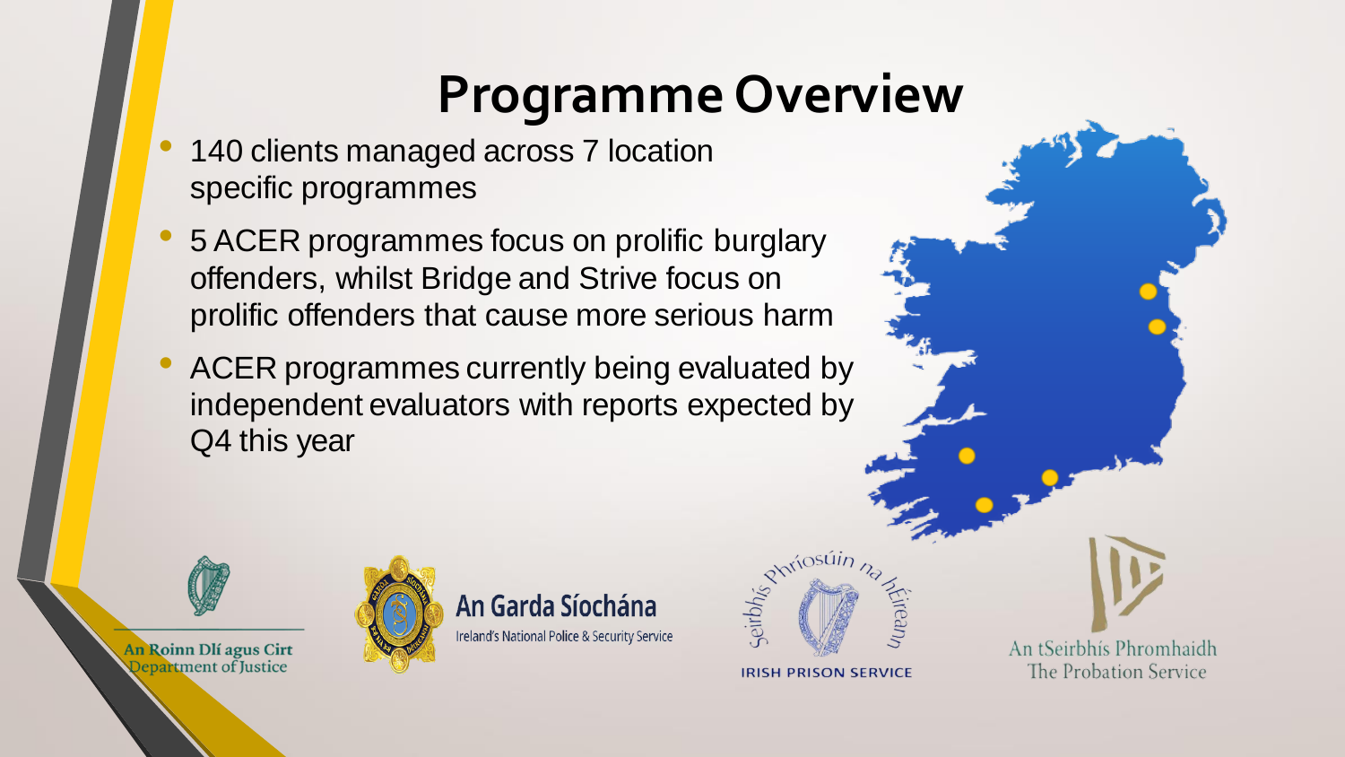# Programme Overview

- 140 clients managed across 7 location specific programmes
- 5 ACER programmes focus on prolific burglary offenders, whilst Bridge and Strive focus on prolific offenders that cause more serious harm
- ACER programmes currently being evaluated by independent evaluators with reports expected by Q4 this year

An Roinn Dlí agus Cirt
Department of Justice

An Garda Síochána
Ireland's National Police & Security Service

Seirbhís Phríosúin na hÉireann
IRISH PRISON SERVICE

An tSeirbhís Phromhaidh
The Probation Service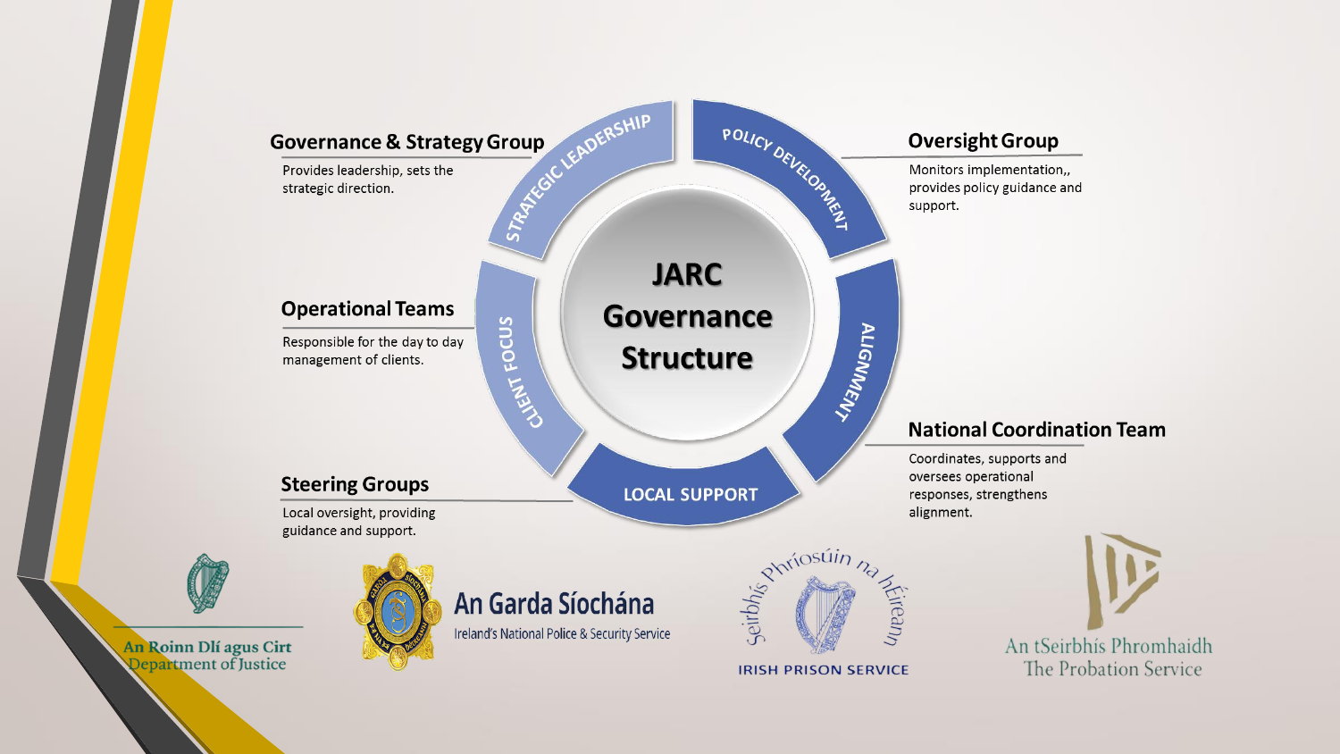# JARC Governance Structure

STRATEGIC LEADERSHIP

POLICY DEVELOPMENT

ALIGNMENT

LOCAL SUPPORT

CLIENT FOCUS

## Governance & Strategy Group

Provides leadership, sets the strategic direction.

## Oversight Group

Monitors implementation,, provides policy guidance and support.

## Operational Teams

Responsible for the day to day management of clients.

## National Coordination Team

Coordinates, supports and oversees operational responses, strengthens alignment.

## Steering Groups

Local oversight, providing guidance and support.

An Roinn Dlí agus Cirt
Department of Justice

An Garda Síochána
Ireland's National Police & Security Service

Seirbhís Phríosúin na hÉireann
IRISH PRISON SERVICE

An tSeirbhís Phromhaidh
The Probation Service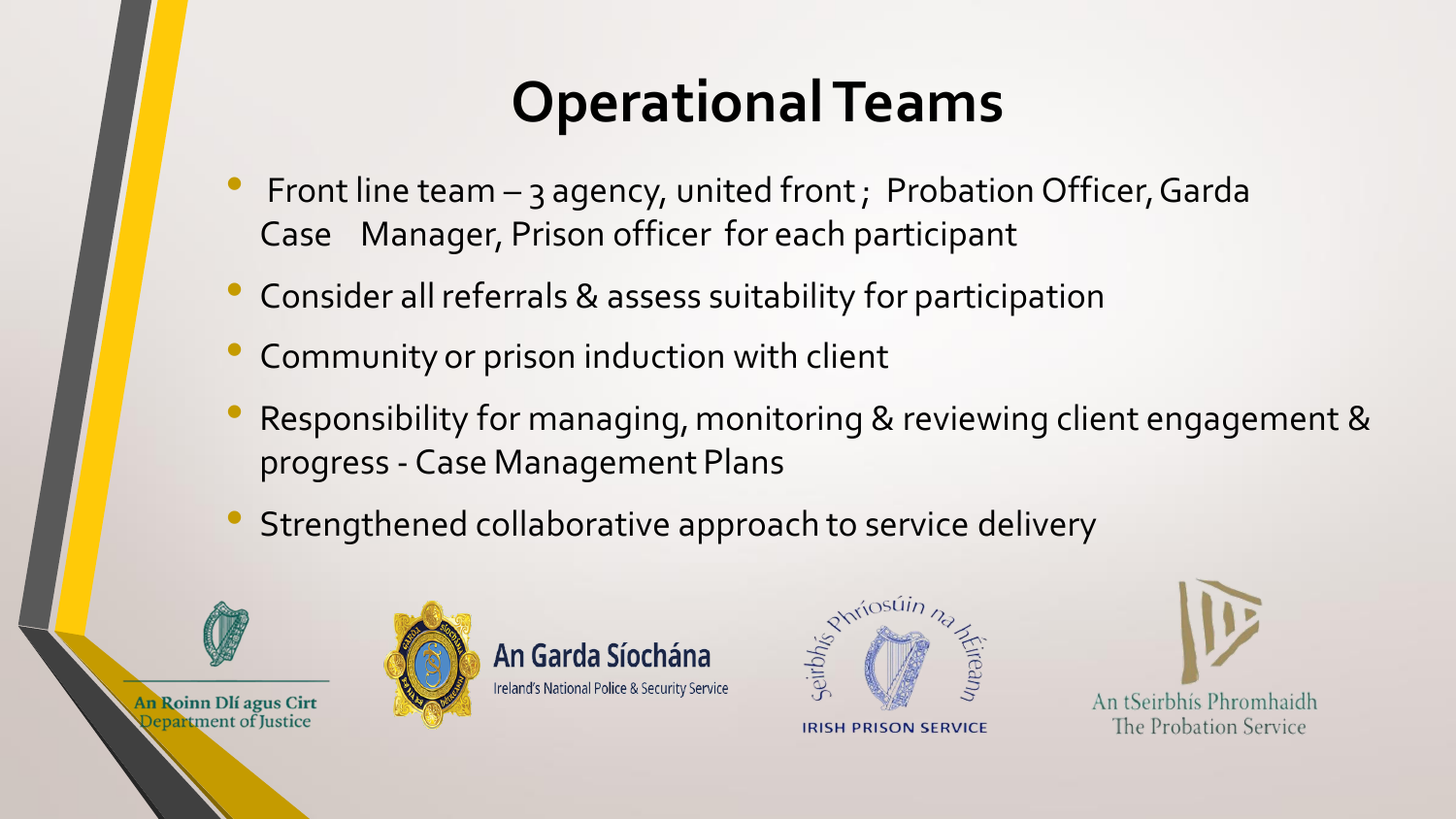# Operational Teams

- Front line team – 3 agency, united front ; Probation Officer, Garda Case Manager, Prison officer for each participant
- Consider all referrals & assess suitability for participation
- Community or prison induction with client
- Responsibility for managing, monitoring & reviewing client engagement & progress - Case Management Plans
- Strengthened collaborative approach to service delivery

An Roinn Dlí agus Cirt
Department of Justice

An Garda Síochána
Ireland's National Police & Security Service

Seirbhís Phríosúin na hÉireann
IRISH PRISON SERVICE

An tSeirbhís Phromhaidh
The Probation Service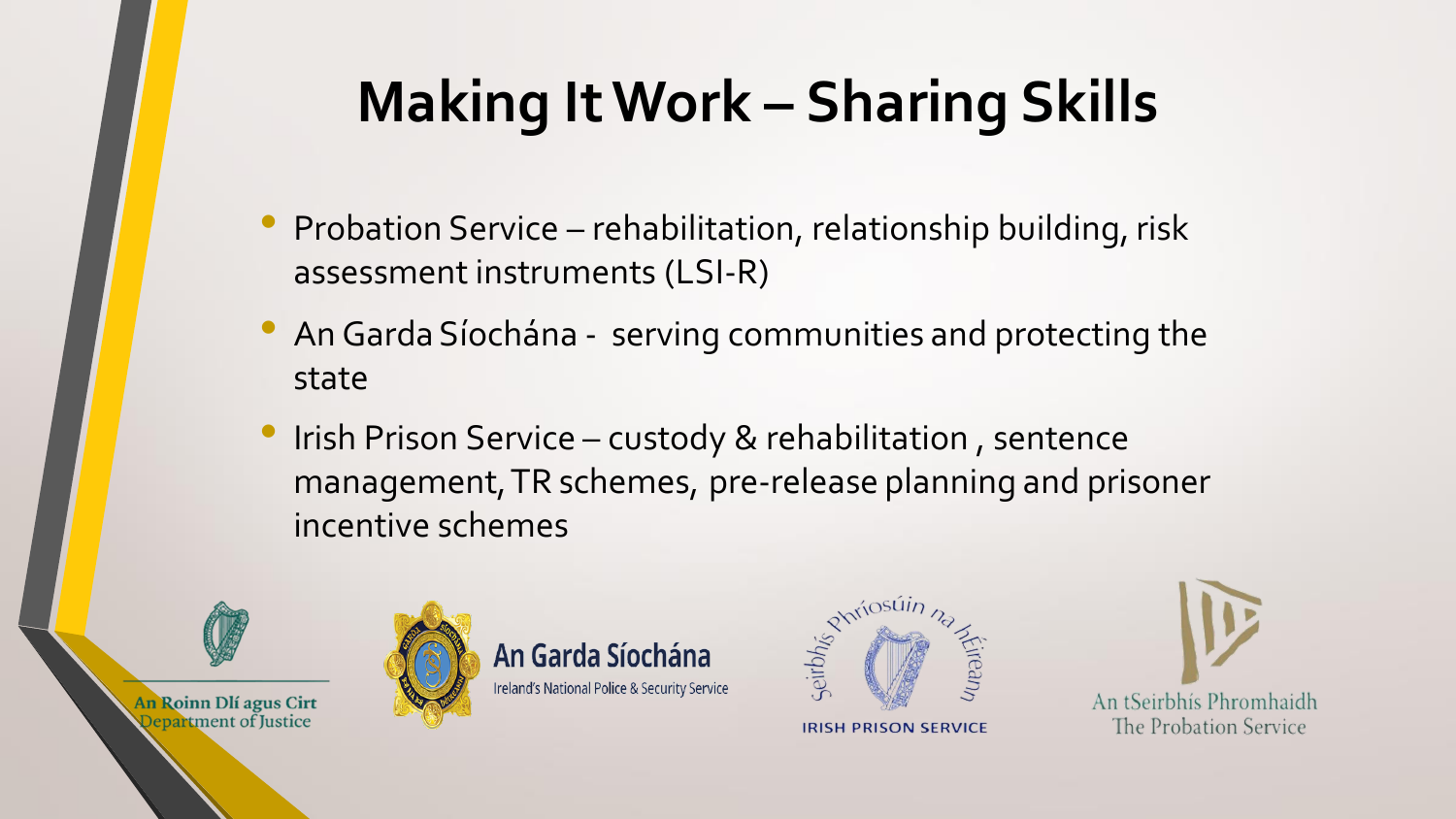# Making It Work – Sharing Skills

- Probation Service – rehabilitation, relationship building, risk assessment instruments (LSI-R)
- An Garda Síochána - serving communities and protecting the state
- Irish Prison Service – custody & rehabilitation , sentence management, TR schemes, pre-release planning and prisoner incentive schemes

An Roinn Dlí agus Cirt
Department of Justice

An Garda Síochána
Ireland's National Police & Security Service

Seirbhís Phríosúin na hÉireann
IRISH PRISON SERVICE

An tSeirbhís Phromhaidh
The Probation Service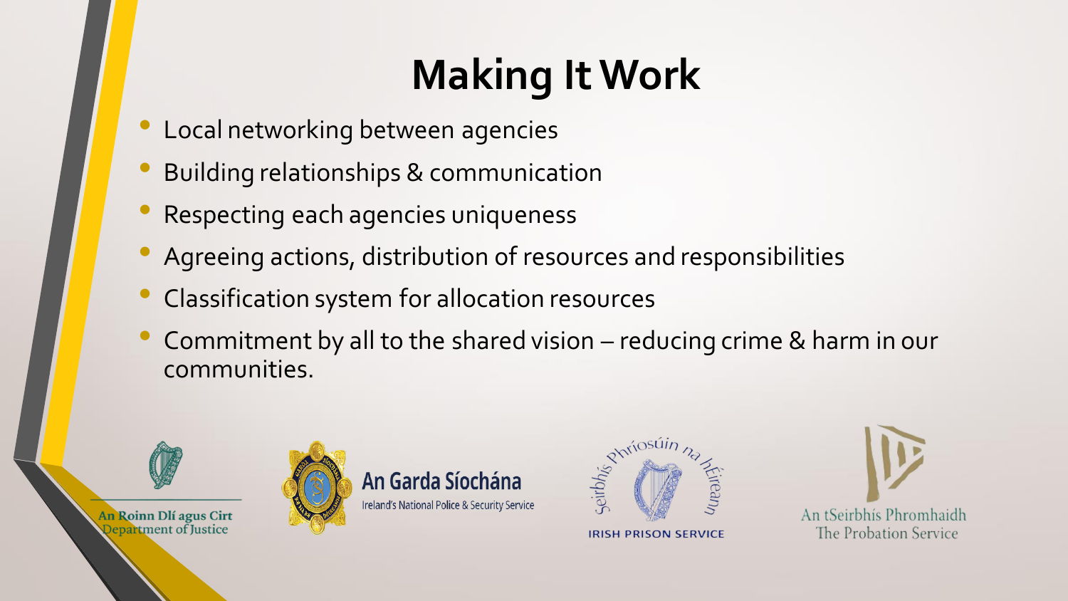# Making It Work

- Local networking between agencies
- Building relationships & communication
- Respecting each agencies uniqueness
- Agreeing actions, distribution of resources and responsibilities
- Classification system for allocation resources
- Commitment by all to the shared vision – reducing crime & harm in our communities.

An Roinn Dlí agus Cirt
Department of Justice

An Garda Síochána
Ireland's National Police & Security Service

Seirbhís Phríosúin na hÉireann
IRISH PRISON SERVICE

An tSeirbhís Phromhaidh
The Probation Service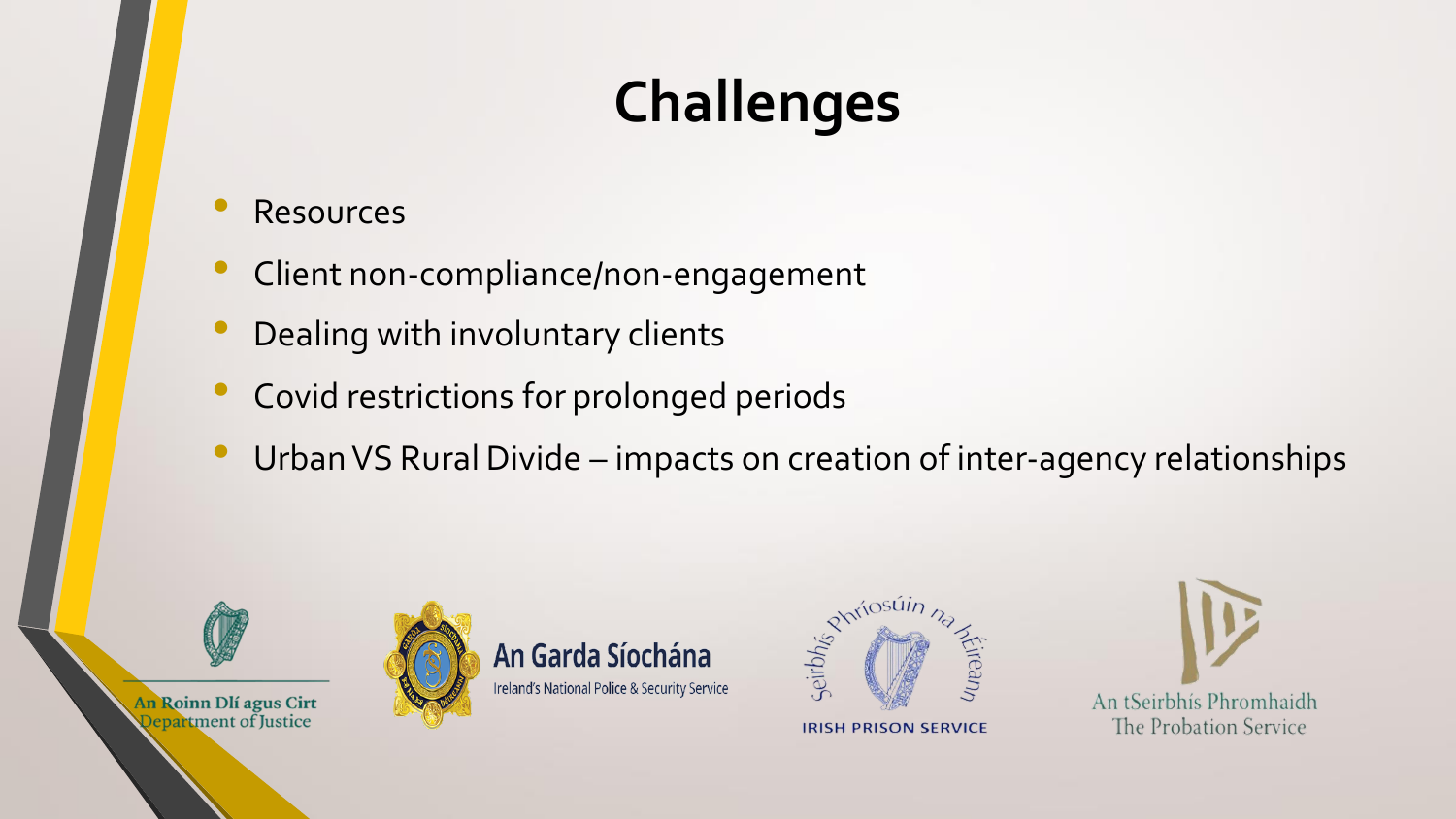# Challenges

- Resources
- Client non-compliance/non-engagement
- Dealing with involuntary clients
- Covid restrictions for prolonged periods
- Urban VS Rural Divide – impacts on creation of inter-agency relationships

An Roinn Dlí agus Cirt
Department of Justice

An Garda Síochána
Ireland's National Police & Security Service

Seirbhís Phríosúin na hÉireann
IRISH PRISON SERVICE

An tSeirbhís Phromhaidh
The Probation Service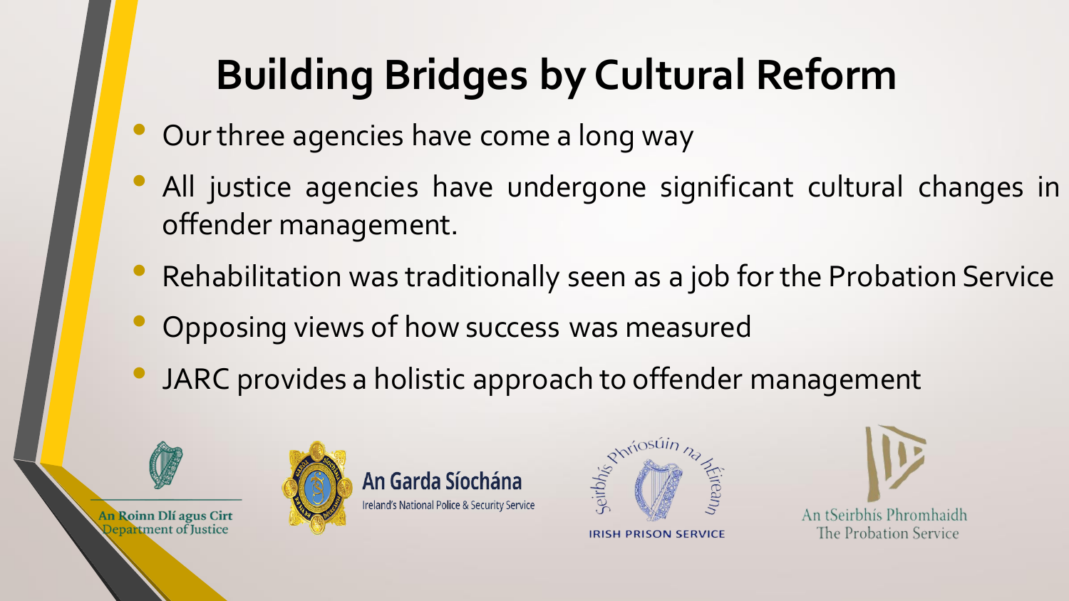# Building Bridges by Cultural Reform

- Our three agencies have come a long way
- All justice agencies have undergone significant cultural changes in offender management.
- Rehabilitation was traditionally seen as a job for the Probation Service
- Opposing views of how success was measured
- JARC provides a holistic approach to offender management

An Roinn Dlí agus Cirt
Department of Justice

An Garda Síochána
Ireland's National Police & Security Service

Seirbhís Phríosúin na hÉireann
IRISH PRISON SERVICE

An tSeirbhís Phromhaidh
The Probation Service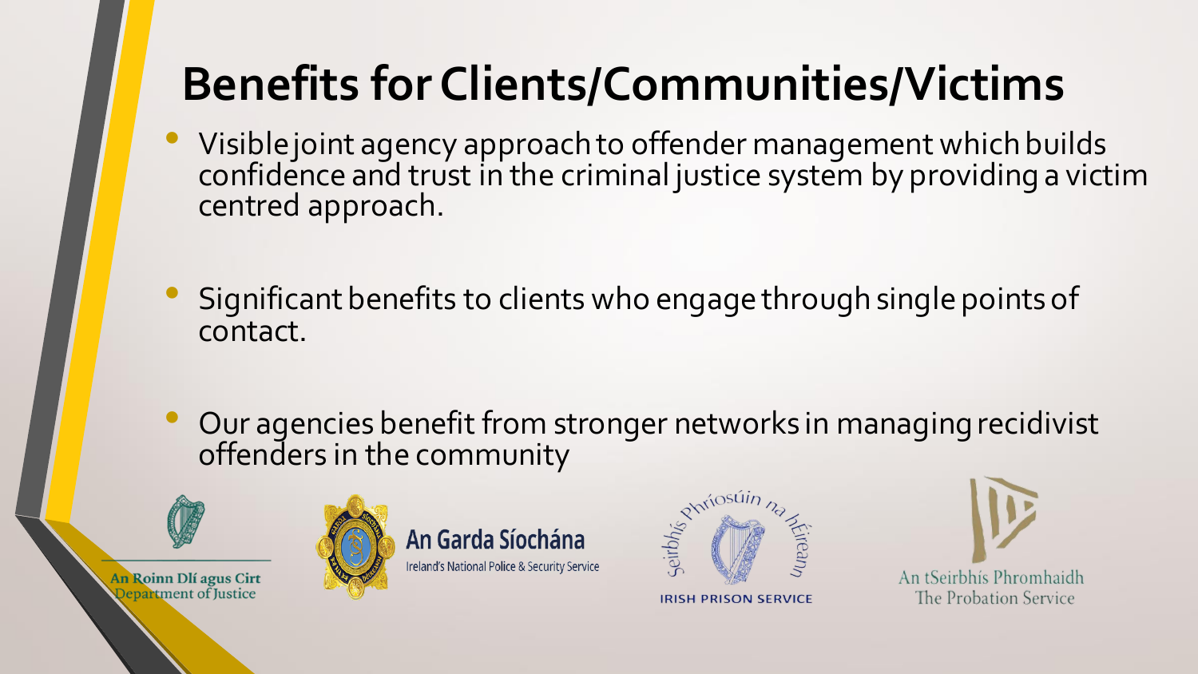# Benefits for Clients/Communities/Victims

- Visible joint agency approach to offender management which builds confidence and trust in the criminal justice system by providing a victim centred approach.
- Significant benefits to clients who engage through single points of contact.
- Our agencies benefit from stronger networks in managing recidivist offenders in the community

An Roinn Dlí agus Cirt
Department of Justice

An Garda Síochána
Ireland's National Police & Security Service

Seirbhís Phríosúin na hÉireann
IRISH PRISON SERVICE

An tSeirbhís Phromhaidh
The Probation Service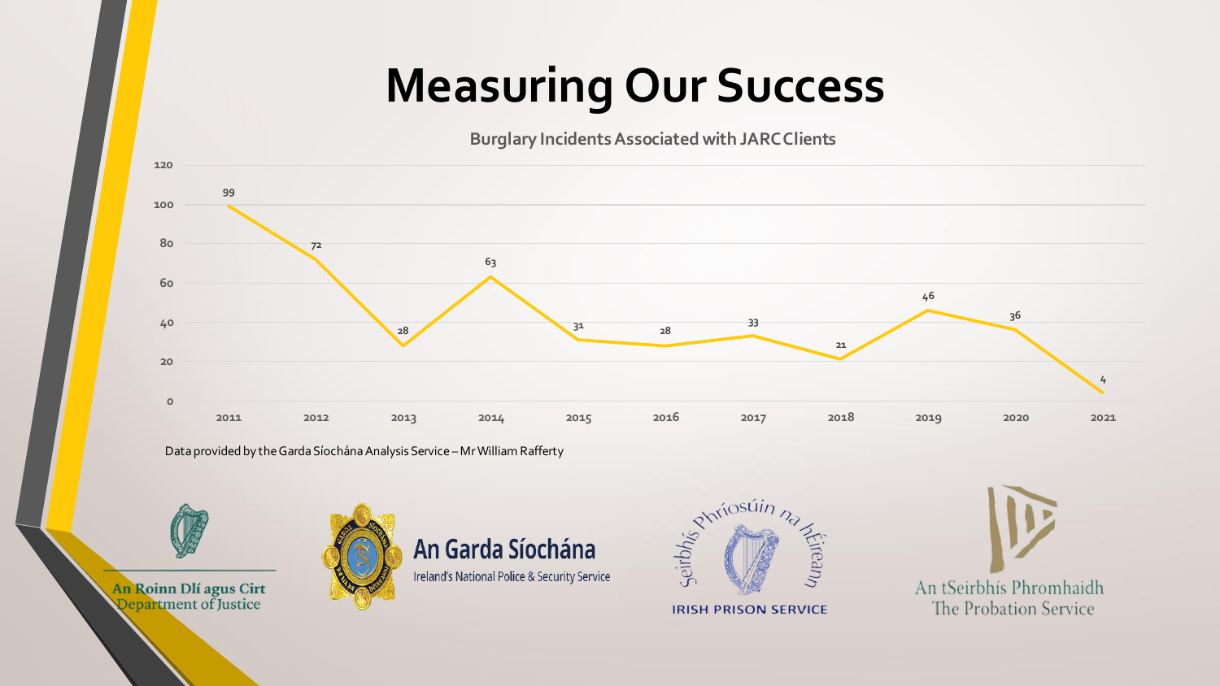# Measuring Our Success

**Burglary Incidents Associated with JARC Clients**

| Year | Burglary Incidents |
|---|---|
| 2011 | 99 |
| 2012 | 72 |
| 2013 | 28 |
| 2014 | 63 |
| 2015 | 31 |
| 2016 | 28 |
| 2017 | 33 |
| 2018 | 21 |
| 2019 | 46 |
| 2020 | 36 |
| 2021 | 4 |

Data provided by the Garda Síochána Analysis Service – Mr William Rafferty

An Roinn Dlí agus Cirt
Department of Justice

An Garda Síochána
Ireland's National Police & Security Service

Seirbhís Phríosúin na hÉireann
IRISH PRISON SERVICE

An tSeirbhís Phromhaidh
The Probation Service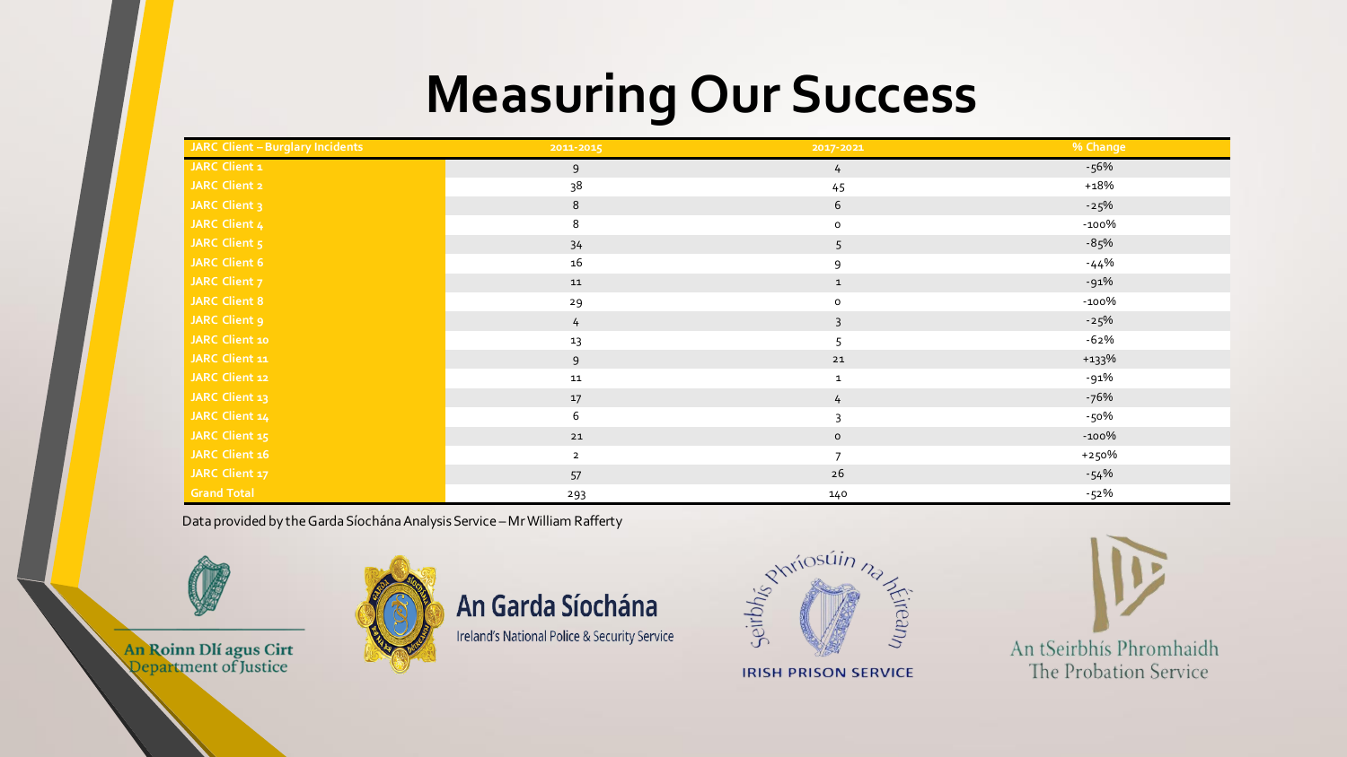# Measuring Our Success

| JARC Client – Burglary Incidents | 2011-2015 | 2017-2021 | % Change |
|---|---|---|---|
| JARC Client 1 | 9 | 4 | -56% |
| JARC Client 2 | 38 | 45 | +18% |
| JARC Client 3 | 8 | 6 | -25% |
| JARC Client 4 | 8 | 0 | -100% |
| JARC Client 5 | 34 | 5 | -85% |
| JARC Client 6 | 16 | 9 | -44% |
| JARC Client 7 | 11 | 1 | -91% |
| JARC Client 8 | 29 | 0 | -100% |
| JARC Client 9 | 4 | 3 | -25% |
| JARC Client 10 | 13 | 5 | -62% |
| JARC Client 11 | 9 | 21 | +133% |
| JARC Client 12 | 11 | 1 | -91% |
| JARC Client 13 | 17 | 4 | -76% |
| JARC Client 14 | 6 | 3 | -50% |
| JARC Client 15 | 21 | 0 | -100% |
| JARC Client 16 | 2 | 7 | +250% |
| JARC Client 17 | 57 | 26 | -54% |
| Grand Total | 293 | 140 | -52% |

Data provided by the Garda Síochána Analysis Service – Mr William Rafferty

An Roinn Dlí agus Cirt
Department of Justice

An Garda Síochána
Ireland's National Police & Security Service

Seirbhís Phríosúin na hÉireann
IRISH PRISON SERVICE

An tSeirbhís Phromhaidh
The Probation Service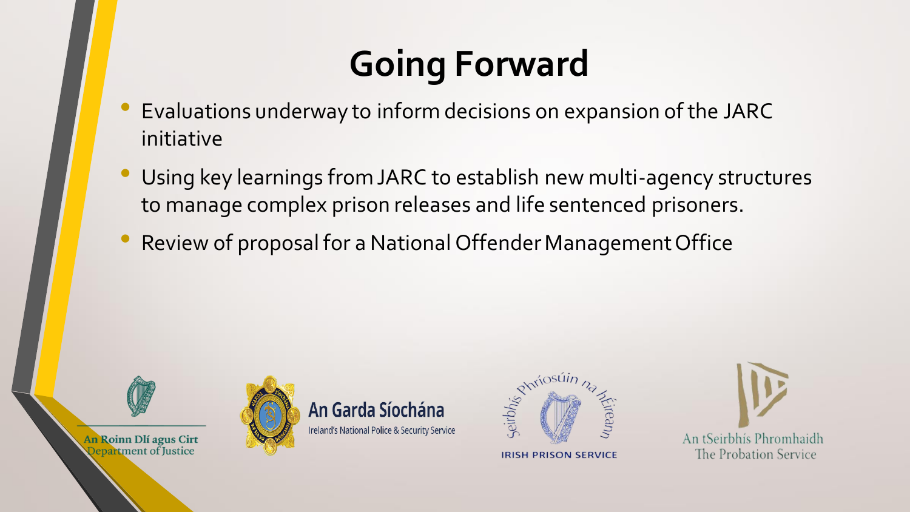# Going Forward

- Evaluations underway to inform decisions on expansion of the JARC initiative
- Using key learnings from JARC to establish new multi-agency structures to manage complex prison releases and life sentenced prisoners.
- Review of proposal for a National Offender Management Office

An Roinn Dlí agus Cirt
Department of Justice

An Garda Síochána
Ireland's National Police & Security Service

Seirbhís Phríosúin na hÉireann
IRISH PRISON SERVICE

An tSeirbhís Phromhaidh
The Probation Service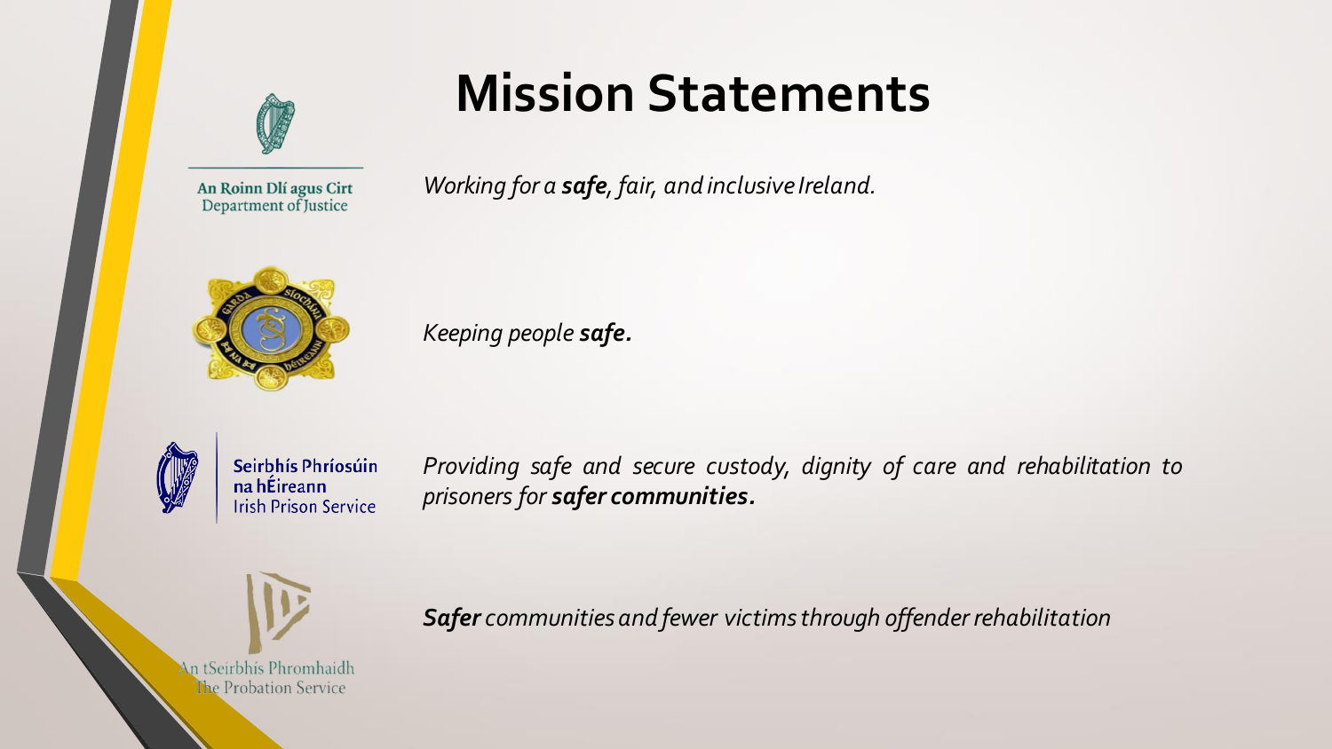# Mission Statements

An Roinn Dlí agus Cirt
Department of Justice

*Working for a **safe**, fair, and inclusive Ireland.*

*Keeping people **safe.***

Seirbhís Phríosúin na hÉireann
Irish Prison Service

*Providing safe and secure custody, dignity of care and rehabilitation to prisoners for **safer communities.***

An tSeirbhís Phromhaidh
The Probation Service

***Safer** communities and fewer victims through offender rehabilitation*